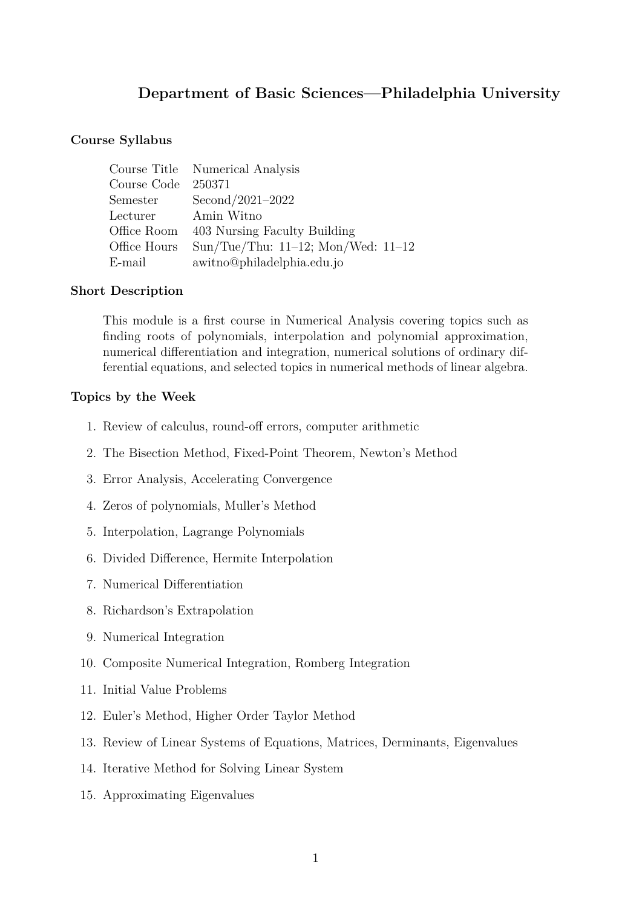# Department of Basic Sciences—Philadelphia University

## Course Syllabus

| | |
|---|---|
| Course Title | Numerical Analysis |
| Course Code | 250371 |
| Semester | Second/2021–2022 |
| Lecturer | Amin Witno |
| Office Room | 403 Nursing Faculty Building |
| Office Hours | Sun/Tue/Thu: 11–12; Mon/Wed: 11–12 |
| E-mail | awitno@philadelphia.edu.jo |

## Short Description

This module is a first course in Numerical Analysis covering topics such as finding roots of polynomials, interpolation and polynomial approximation, numerical differentiation and integration, numerical solutions of ordinary differential equations, and selected topics in numerical methods of linear algebra.

## Topics by the Week

1. Review of calculus, round-off errors, computer arithmetic
2. The Bisection Method, Fixed-Point Theorem, Newton's Method
3. Error Analysis, Accelerating Convergence
4. Zeros of polynomials, Muller's Method
5. Interpolation, Lagrange Polynomials
6. Divided Difference, Hermite Interpolation
7. Numerical Differentiation
8. Richardson's Extrapolation
9. Numerical Integration
10. Composite Numerical Integration, Romberg Integration
11. Initial Value Problems
12. Euler's Method, Higher Order Taylor Method
13. Review of Linear Systems of Equations, Matrices, Derminants, Eigenvalues
14. Iterative Method for Solving Linear System
15. Approximating Eigenvalues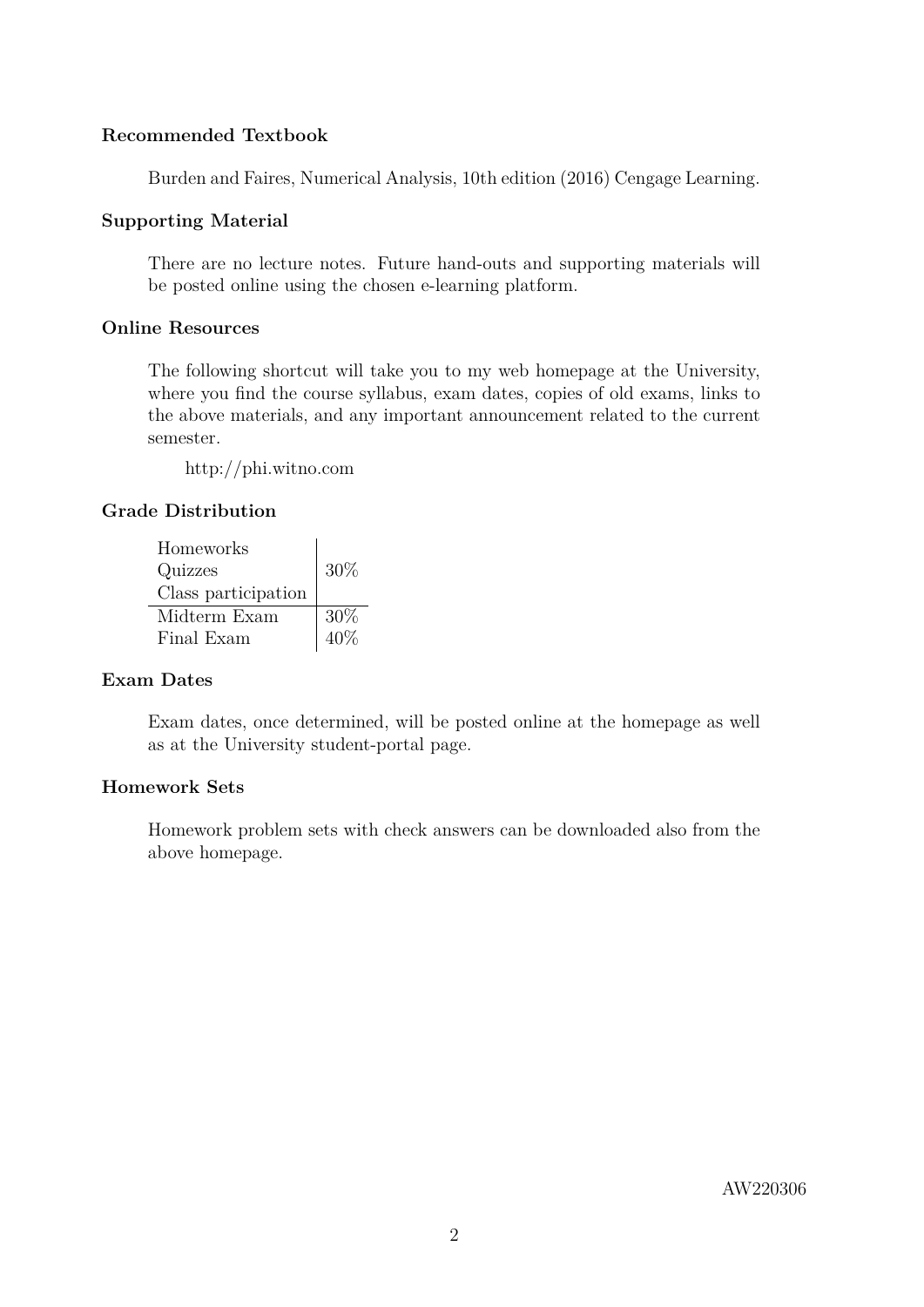**Recommended Textbook**

Burden and Faires, Numerical Analysis, 10th edition (2016) Cengage Learning.

**Supporting Material**

There are no lecture notes. Future hand-outs and supporting materials will be posted online using the chosen e-learning platform.

**Online Resources**

The following shortcut will take you to my web homepage at the University, where you find the course syllabus, exam dates, copies of old exams, links to the above materials, and any important announcement related to the current semester.

http://phi.witno.com

**Grade Distribution**

| | |
|---|---|
| Homeworks<br>Quizzes<br>Class participation | 30% |
| Midterm Exam | 30% |
| Final Exam | 40% |

**Exam Dates**

Exam dates, once determined, will be posted online at the homepage as well as at the University student-portal page.

**Homework Sets**

Homework problem sets with check answers can be downloaded also from the above homepage.

AW220306